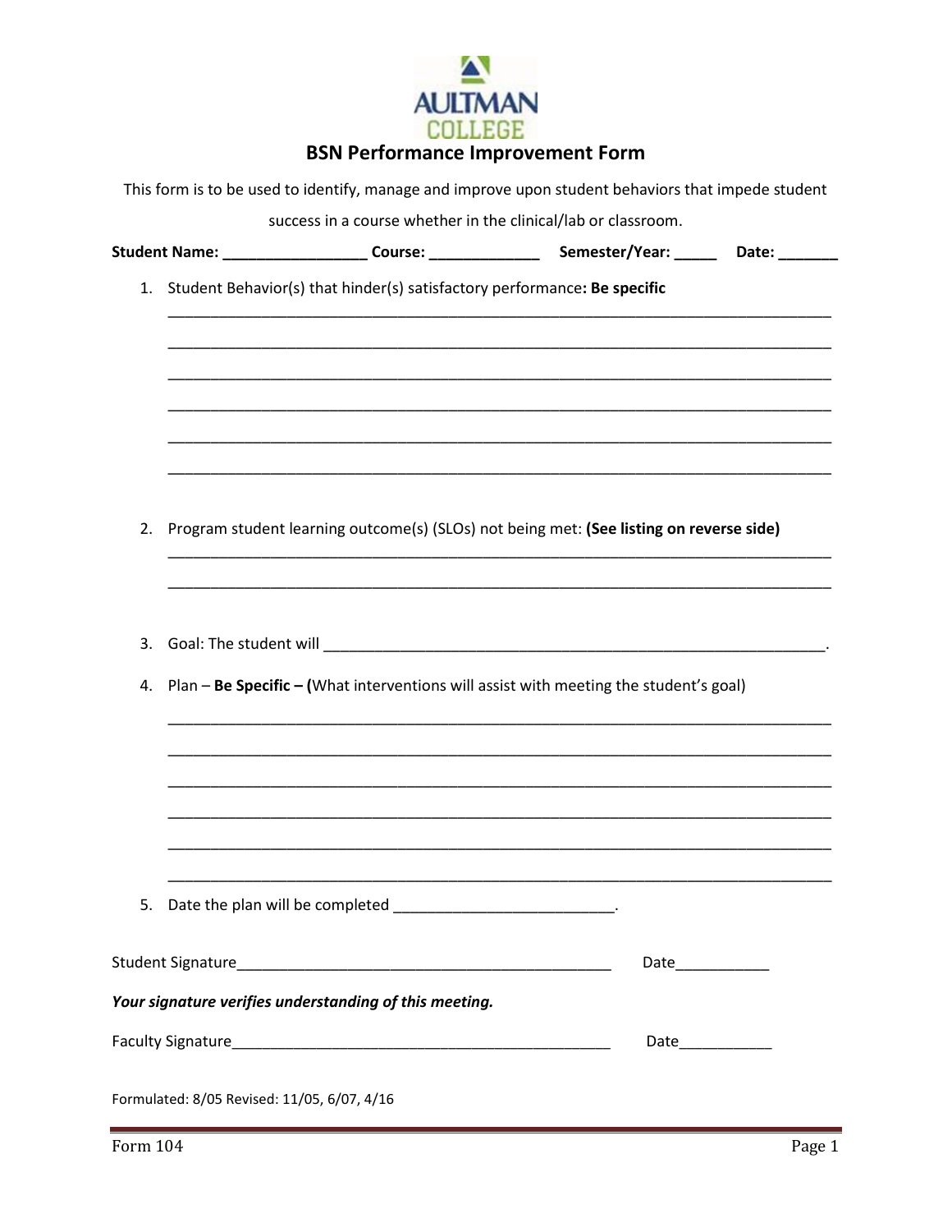AULTMAN COLLEGE

# BSN Performance Improvement Form

This form is to be used to identify, manage and improve upon student behaviors that impede student success in a course whether in the clinical/lab or classroom.

**Student Name: _________________ Course: _____________ Semester/Year: _____ Date: _______**

1. Student Behavior(s) that hinder(s) satisfactory performance**: Be specific**

   ______________________________________________________________________________

   ______________________________________________________________________________

   ______________________________________________________________________________

   ______________________________________________________________________________

   ______________________________________________________________________________

   ______________________________________________________________________________

2. Program student learning outcome(s) (SLOs) not being met: **(See listing on reverse side)**

   ______________________________________________________________________________

   ______________________________________________________________________________

3. Goal: The student will ____________________________________________________________.

4. Plan – **Be Specific – (**What interventions will assist with meeting the student's goal)

   ______________________________________________________________________________

   ______________________________________________________________________________

   ______________________________________________________________________________

   ______________________________________________________________________________

   ______________________________________________________________________________

   ______________________________________________________________________________

5. Date the plan will be completed __________________________.

Student Signature_____________________________________________ Date___________

***Your signature verifies understanding of this meeting.***

Faculty Signature_____________________________________________ Date___________

Formulated: 8/05 Revised: 11/05, 6/07, 4/16

Form 104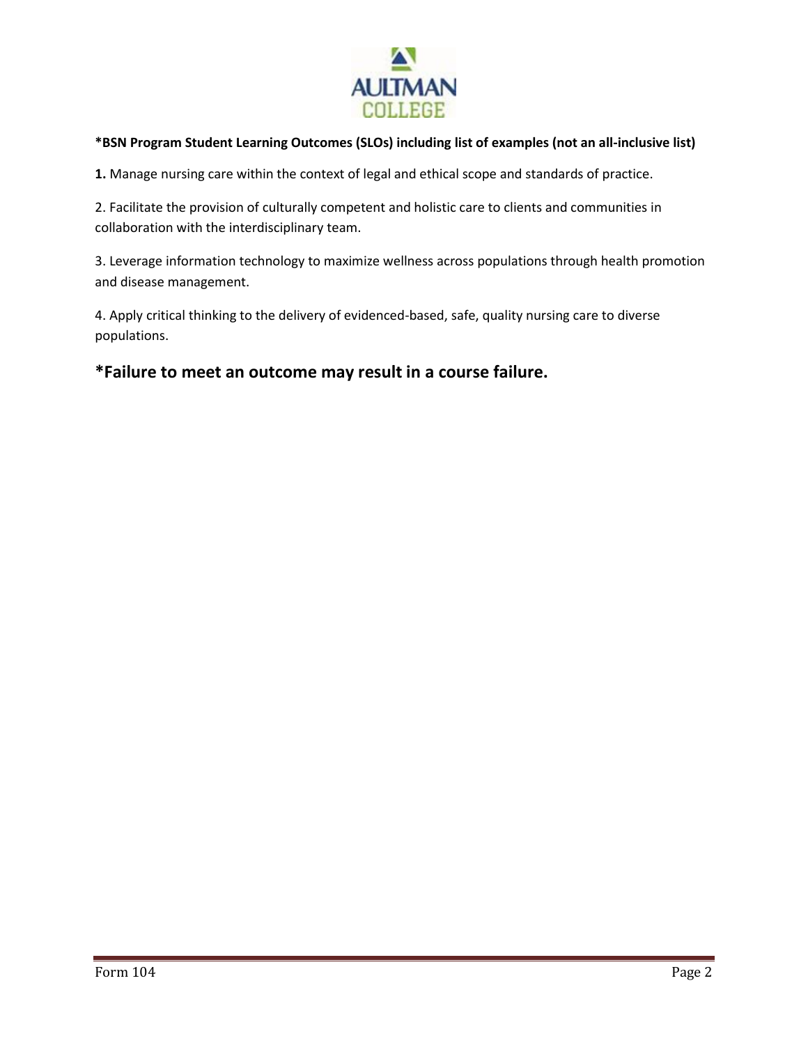**\*BSN Program Student Learning Outcomes (SLOs) including list of examples (not an all-inclusive list)**

**1.** Manage nursing care within the context of legal and ethical scope and standards of practice.

2. Facilitate the provision of culturally competent and holistic care to clients and communities in collaboration with the interdisciplinary team.

3. Leverage information technology to maximize wellness across populations through health promotion and disease management.

4. Apply critical thinking to the delivery of evidenced-based, safe, quality nursing care to diverse populations.

## \*Failure to meet an outcome may result in a course failure.